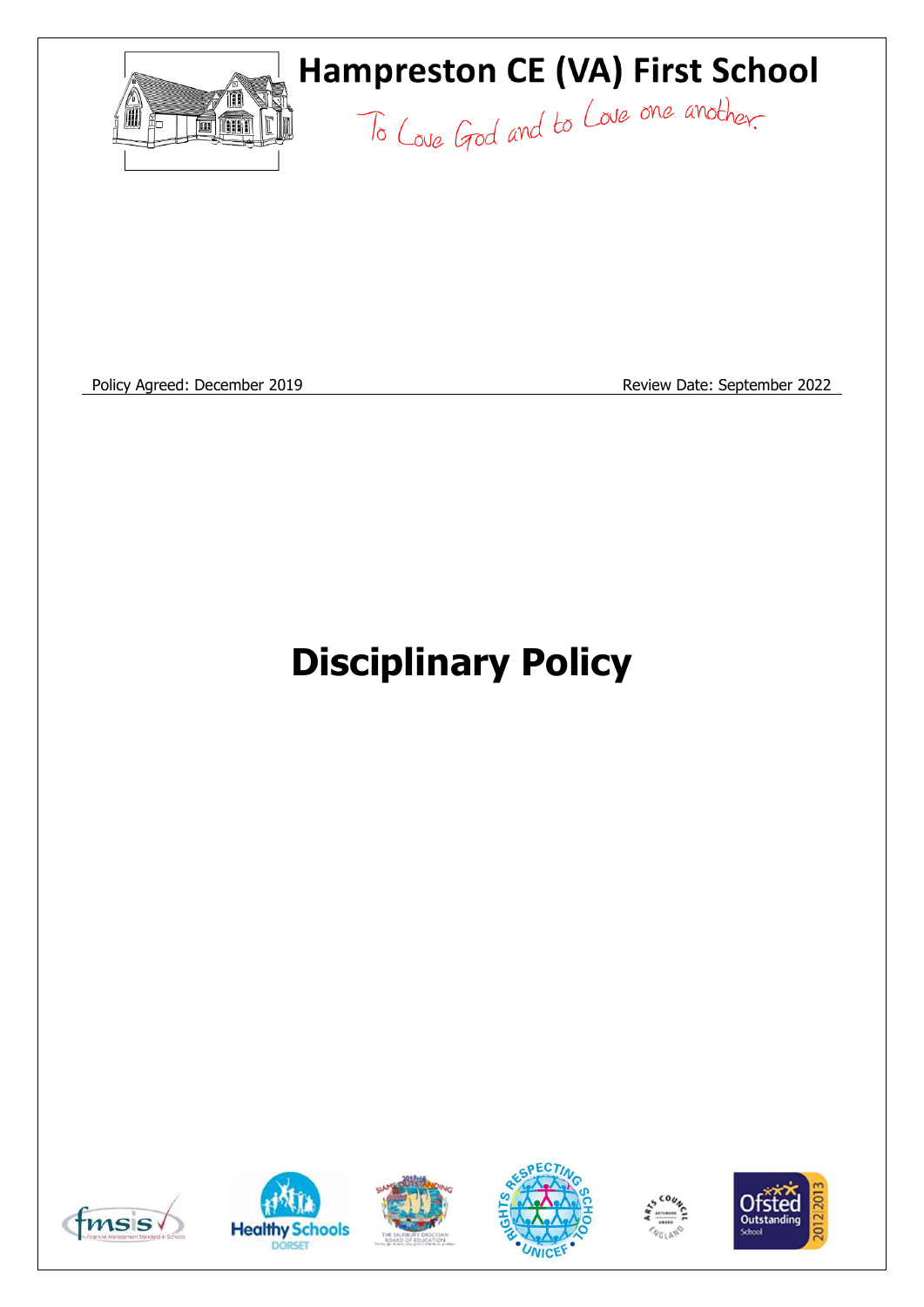# Hampreston CE (VA) First School

To Love God and to Love one another.

Policy Agreed: December 2019 Review Date: September 2022

# Disciplinary Policy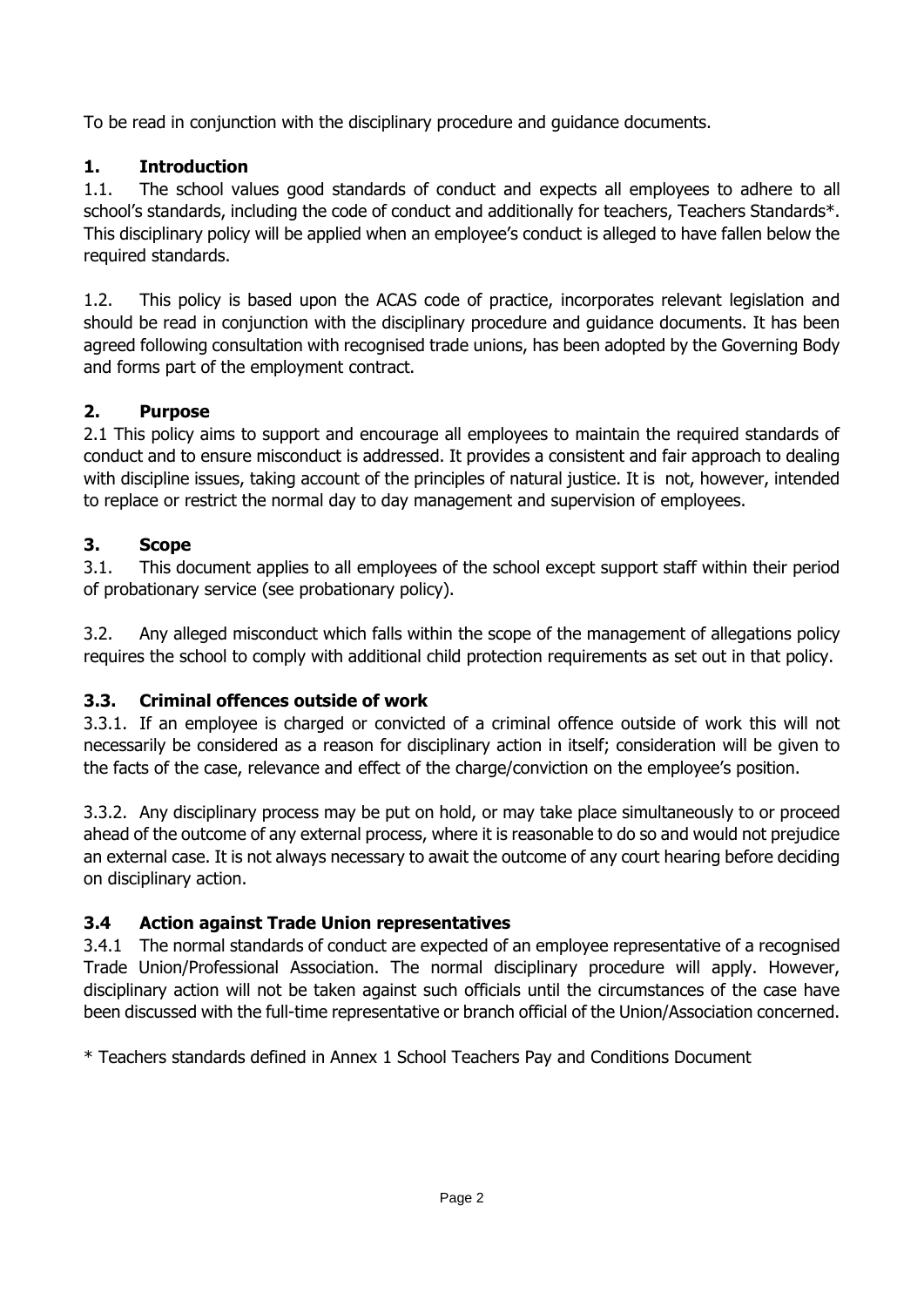To be read in conjunction with the disciplinary procedure and guidance documents.

## 1. Introduction

1.1. The school values good standards of conduct and expects all employees to adhere to all school's standards, including the code of conduct and additionally for teachers, Teachers Standards*. This disciplinary policy will be applied when an employee's conduct is alleged to have fallen below the required standards.

1.2. This policy is based upon the ACAS code of practice, incorporates relevant legislation and should be read in conjunction with the disciplinary procedure and guidance documents. It has been agreed following consultation with recognised trade unions, has been adopted by the Governing Body and forms part of the employment contract.

## 2. Purpose

2.1 This policy aims to support and encourage all employees to maintain the required standards of conduct and to ensure misconduct is addressed. It provides a consistent and fair approach to dealing with discipline issues, taking account of the principles of natural justice. It is not, however, intended to replace or restrict the normal day to day management and supervision of employees.

## 3. Scope

3.1. This document applies to all employees of the school except support staff within their period of probationary service (see probationary policy).

3.2. Any alleged misconduct which falls within the scope of the management of allegations policy requires the school to comply with additional child protection requirements as set out in that policy.

### 3.3. Criminal offences outside of work

3.3.1. If an employee is charged or convicted of a criminal offence outside of work this will not necessarily be considered as a reason for disciplinary action in itself; consideration will be given to the facts of the case, relevance and effect of the charge/conviction on the employee's position.

3.3.2. Any disciplinary process may be put on hold, or may take place simultaneously to or proceed ahead of the outcome of any external process, where it is reasonable to do so and would not prejudice an external case. It is not always necessary to await the outcome of any court hearing before deciding on disciplinary action.

### 3.4 Action against Trade Union representatives

3.4.1 The normal standards of conduct are expected of an employee representative of a recognised Trade Union/Professional Association. The normal disciplinary procedure will apply. However, disciplinary action will not be taken against such officials until the circumstances of the case have been discussed with the full-time representative or branch official of the Union/Association concerned.

* Teachers standards defined in Annex 1 School Teachers Pay and Conditions Document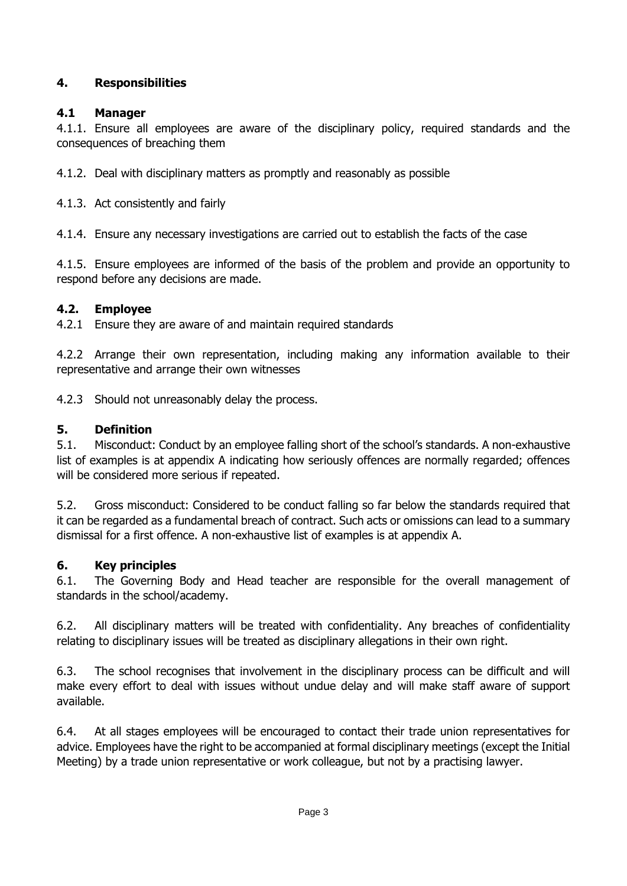## 4. Responsibilities

### 4.1 Manager

4.1.1. Ensure all employees are aware of the disciplinary policy, required standards and the consequences of breaching them

4.1.2. Deal with disciplinary matters as promptly and reasonably as possible

4.1.3. Act consistently and fairly

4.1.4. Ensure any necessary investigations are carried out to establish the facts of the case

4.1.5. Ensure employees are informed of the basis of the problem and provide an opportunity to respond before any decisions are made.

### 4.2. Employee

4.2.1 Ensure they are aware of and maintain required standards

4.2.2 Arrange their own representation, including making any information available to their representative and arrange their own witnesses

4.2.3 Should not unreasonably delay the process.

## 5. Definition

5.1. Misconduct: Conduct by an employee falling short of the school's standards. A non-exhaustive list of examples is at appendix A indicating how seriously offences are normally regarded; offences will be considered more serious if repeated.

5.2. Gross misconduct: Considered to be conduct falling so far below the standards required that it can be regarded as a fundamental breach of contract. Such acts or omissions can lead to a summary dismissal for a first offence. A non-exhaustive list of examples is at appendix A.

## 6. Key principles

6.1. The Governing Body and Head teacher are responsible for the overall management of standards in the school/academy.

6.2. All disciplinary matters will be treated with confidentiality. Any breaches of confidentiality relating to disciplinary issues will be treated as disciplinary allegations in their own right.

6.3. The school recognises that involvement in the disciplinary process can be difficult and will make every effort to deal with issues without undue delay and will make staff aware of support available.

6.4. At all stages employees will be encouraged to contact their trade union representatives for advice. Employees have the right to be accompanied at formal disciplinary meetings (except the Initial Meeting) by a trade union representative or work colleague, but not by a practising lawyer.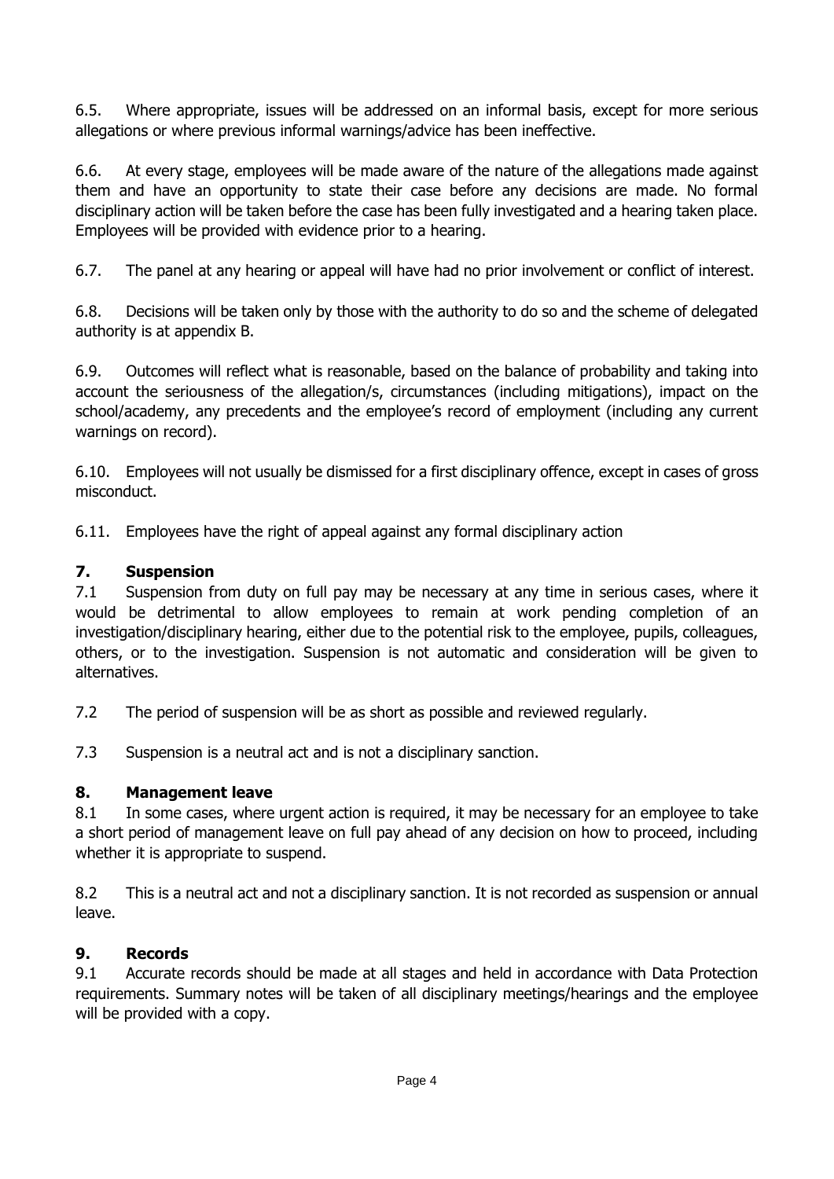6.5. Where appropriate, issues will be addressed on an informal basis, except for more serious allegations or where previous informal warnings/advice has been ineffective.

6.6. At every stage, employees will be made aware of the nature of the allegations made against them and have an opportunity to state their case before any decisions are made. No formal disciplinary action will be taken before the case has been fully investigated and a hearing taken place. Employees will be provided with evidence prior to a hearing.

6.7. The panel at any hearing or appeal will have had no prior involvement or conflict of interest.

6.8. Decisions will be taken only by those with the authority to do so and the scheme of delegated authority is at appendix B.

6.9. Outcomes will reflect what is reasonable, based on the balance of probability and taking into account the seriousness of the allegation/s, circumstances (including mitigations), impact on the school/academy, any precedents and the employee's record of employment (including any current warnings on record).

6.10. Employees will not usually be dismissed for a first disciplinary offence, except in cases of gross misconduct.

6.11. Employees have the right of appeal against any formal disciplinary action

## 7. Suspension

7.1 Suspension from duty on full pay may be necessary at any time in serious cases, where it would be detrimental to allow employees to remain at work pending completion of an investigation/disciplinary hearing, either due to the potential risk to the employee, pupils, colleagues, others, or to the investigation. Suspension is not automatic and consideration will be given to alternatives.

7.2 The period of suspension will be as short as possible and reviewed regularly.

7.3 Suspension is a neutral act and is not a disciplinary sanction.

## 8. Management leave

8.1 In some cases, where urgent action is required, it may be necessary for an employee to take a short period of management leave on full pay ahead of any decision on how to proceed, including whether it is appropriate to suspend.

8.2 This is a neutral act and not a disciplinary sanction. It is not recorded as suspension or annual leave.

## 9. Records

9.1 Accurate records should be made at all stages and held in accordance with Data Protection requirements. Summary notes will be taken of all disciplinary meetings/hearings and the employee will be provided with a copy.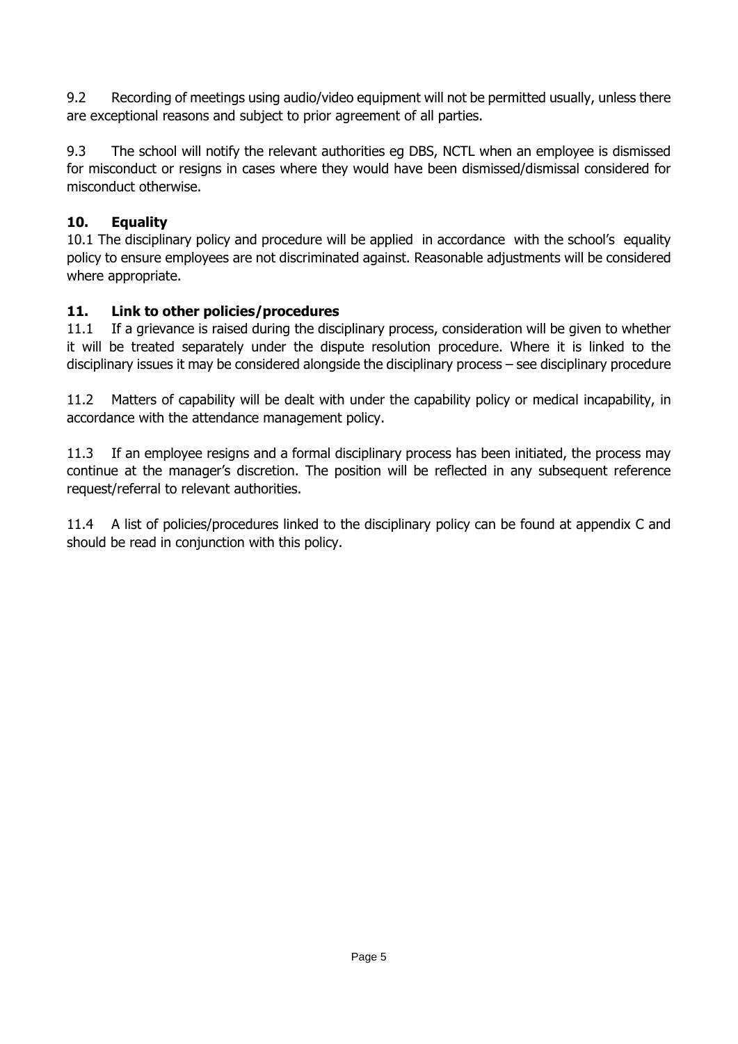9.2 Recording of meetings using audio/video equipment will not be permitted usually, unless there are exceptional reasons and subject to prior agreement of all parties.

9.3 The school will notify the relevant authorities eg DBS, NCTL when an employee is dismissed for misconduct or resigns in cases where they would have been dismissed/dismissal considered for misconduct otherwise.

## 10. Equality

10.1 The disciplinary policy and procedure will be applied in accordance with the school's equality policy to ensure employees are not discriminated against. Reasonable adjustments will be considered where appropriate.

## 11. Link to other policies/procedures

11.1 If a grievance is raised during the disciplinary process, consideration will be given to whether it will be treated separately under the dispute resolution procedure. Where it is linked to the disciplinary issues it may be considered alongside the disciplinary process – see disciplinary procedure

11.2 Matters of capability will be dealt with under the capability policy or medical incapability, in accordance with the attendance management policy.

11.3 If an employee resigns and a formal disciplinary process has been initiated, the process may continue at the manager's discretion. The position will be reflected in any subsequent reference request/referral to relevant authorities.

11.4 A list of policies/procedures linked to the disciplinary policy can be found at appendix C and should be read in conjunction with this policy.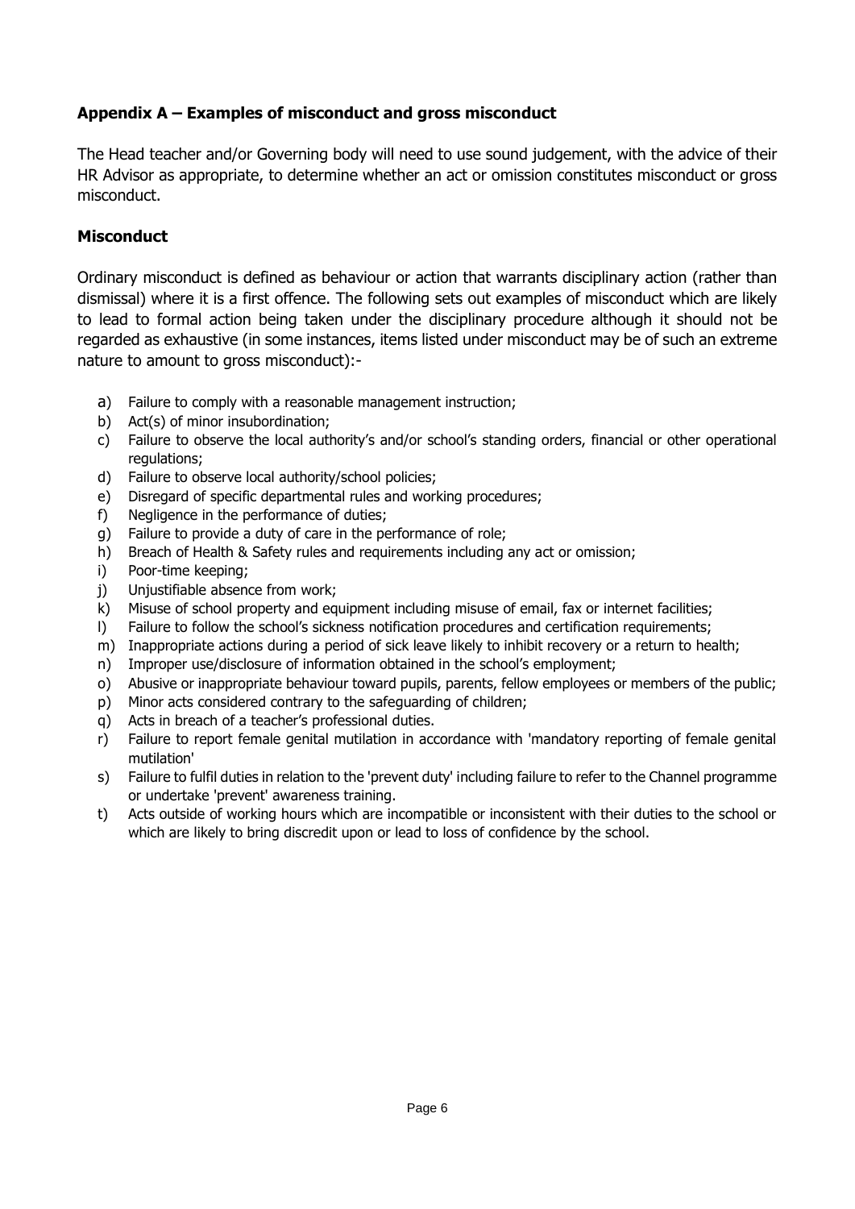### Appendix A – Examples of misconduct and gross misconduct

The Head teacher and/or Governing body will need to use sound judgement, with the advice of their HR Advisor as appropriate, to determine whether an act or omission constitutes misconduct or gross misconduct.

### Misconduct

Ordinary misconduct is defined as behaviour or action that warrants disciplinary action (rather than dismissal) where it is a first offence. The following sets out examples of misconduct which are likely to lead to formal action being taken under the disciplinary procedure although it should not be regarded as exhaustive (in some instances, items listed under misconduct may be of such an extreme nature to amount to gross misconduct):-

a) Failure to comply with a reasonable management instruction;
b) Act(s) of minor insubordination;
c) Failure to observe the local authority's and/or school's standing orders, financial or other operational regulations;
d) Failure to observe local authority/school policies;
e) Disregard of specific departmental rules and working procedures;
f) Negligence in the performance of duties;
g) Failure to provide a duty of care in the performance of role;
h) Breach of Health & Safety rules and requirements including any act or omission;
i) Poor-time keeping;
j) Unjustifiable absence from work;
k) Misuse of school property and equipment including misuse of email, fax or internet facilities;
l) Failure to follow the school's sickness notification procedures and certification requirements;
m) Inappropriate actions during a period of sick leave likely to inhibit recovery or a return to health;
n) Improper use/disclosure of information obtained in the school's employment;
o) Abusive or inappropriate behaviour toward pupils, parents, fellow employees or members of the public;
p) Minor acts considered contrary to the safeguarding of children;
q) Acts in breach of a teacher's professional duties.
r) Failure to report female genital mutilation in accordance with 'mandatory reporting of female genital mutilation'
s) Failure to fulfil duties in relation to the 'prevent duty' including failure to refer to the Channel programme or undertake 'prevent' awareness training.
t) Acts outside of working hours which are incompatible or inconsistent with their duties to the school or which are likely to bring discredit upon or lead to loss of confidence by the school.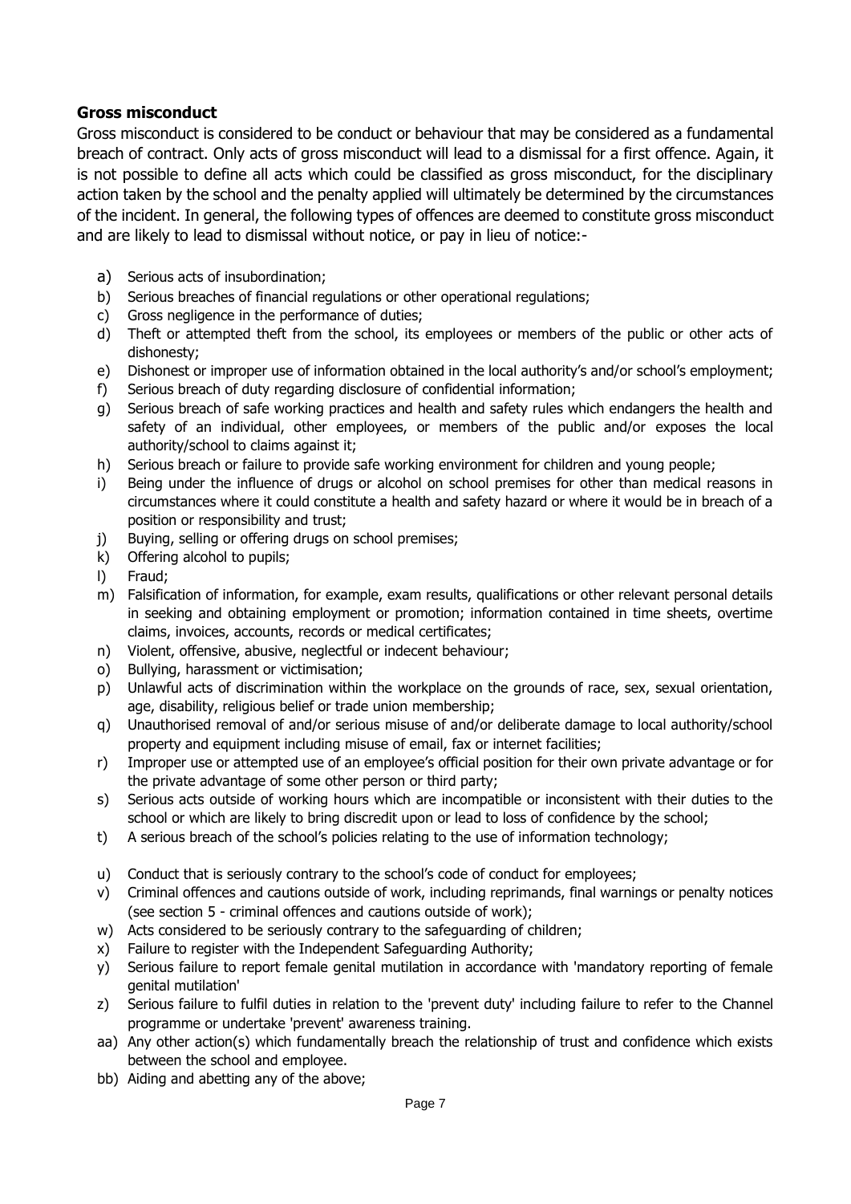**Gross misconduct**

Gross misconduct is considered to be conduct or behaviour that may be considered as a fundamental breach of contract. Only acts of gross misconduct will lead to a dismissal for a first offence. Again, it is not possible to define all acts which could be classified as gross misconduct, for the disciplinary action taken by the school and the penalty applied will ultimately be determined by the circumstances of the incident. In general, the following types of offences are deemed to constitute gross misconduct and are likely to lead to dismissal without notice, or pay in lieu of notice:-

a) Serious acts of insubordination;
b) Serious breaches of financial regulations or other operational regulations;
c) Gross negligence in the performance of duties;
d) Theft or attempted theft from the school, its employees or members of the public or other acts of dishonesty;
e) Dishonest or improper use of information obtained in the local authority's and/or school's employment;
f) Serious breach of duty regarding disclosure of confidential information;
g) Serious breach of safe working practices and health and safety rules which endangers the health and safety of an individual, other employees, or members of the public and/or exposes the local authority/school to claims against it;
h) Serious breach or failure to provide safe working environment for children and young people;
i) Being under the influence of drugs or alcohol on school premises for other than medical reasons in circumstances where it could constitute a health and safety hazard or where it would be in breach of a position or responsibility and trust;
j) Buying, selling or offering drugs on school premises;
k) Offering alcohol to pupils;
l) Fraud;
m) Falsification of information, for example, exam results, qualifications or other relevant personal details in seeking and obtaining employment or promotion; information contained in time sheets, overtime claims, invoices, accounts, records or medical certificates;
n) Violent, offensive, abusive, neglectful or indecent behaviour;
o) Bullying, harassment or victimisation;
p) Unlawful acts of discrimination within the workplace on the grounds of race, sex, sexual orientation, age, disability, religious belief or trade union membership;
q) Unauthorised removal of and/or serious misuse of and/or deliberate damage to local authority/school property and equipment including misuse of email, fax or internet facilities;
r) Improper use or attempted use of an employee's official position for their own private advantage or for the private advantage of some other person or third party;
s) Serious acts outside of working hours which are incompatible or inconsistent with their duties to the school or which are likely to bring discredit upon or lead to loss of confidence by the school;
t) A serious breach of the school's policies relating to the use of information technology;
u) Conduct that is seriously contrary to the school's code of conduct for employees;
v) Criminal offences and cautions outside of work, including reprimands, final warnings or penalty notices (see section 5 - criminal offences and cautions outside of work);
w) Acts considered to be seriously contrary to the safeguarding of children;
x) Failure to register with the Independent Safeguarding Authority;
y) Serious failure to report female genital mutilation in accordance with 'mandatory reporting of female genital mutilation'
z) Serious failure to fulfil duties in relation to the 'prevent duty' including failure to refer to the Channel programme or undertake 'prevent' awareness training.
aa) Any other action(s) which fundamentally breach the relationship of trust and confidence which exists between the school and employee.
bb) Aiding and abetting any of the above;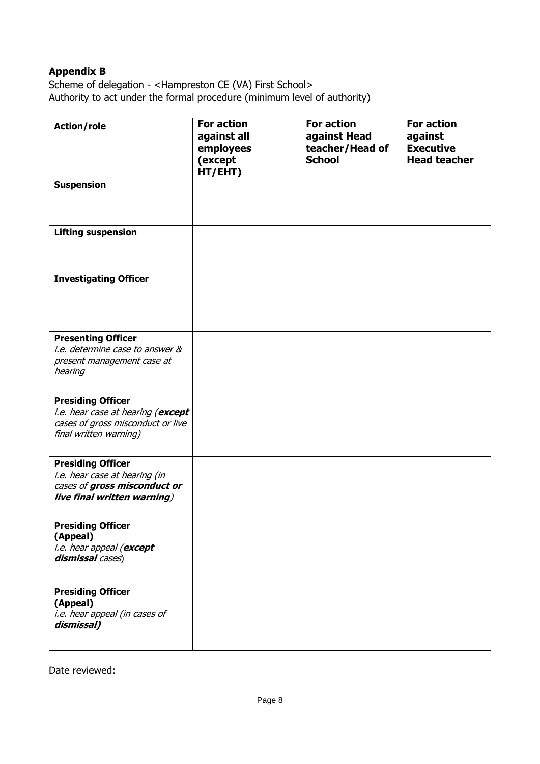**Appendix B**

Scheme of delegation - <Hampreston CE (VA) First School>
Authority to act under the formal procedure (minimum level of authority)

| **Action/role** | **For action against all employees (except HT/EHT)** | **For action against Head teacher/Head of School** | **For action against Executive Head teacher** |
|---|---|---|---|
| **Suspension** | | | |
| **Lifting suspension** | | | |
| **Investigating Officer** | | | |
| **Presenting Officer** *i.e. determine case to answer & present management case at hearing* | | | |
| **Presiding Officer** *i.e. hear case at hearing (**except** cases of gross misconduct or live final written warning)* | | | |
| **Presiding Officer** *i.e. hear case at hearing (in cases of **gross misconduct or live final written warning**)* | | | |
| **Presiding Officer (Appeal)** *i.e. hear appeal (**except dismissal** cases)* | | | |
| **Presiding Officer (Appeal)** *i.e. hear appeal (in cases of **dismissal**)* | | | |

Date reviewed: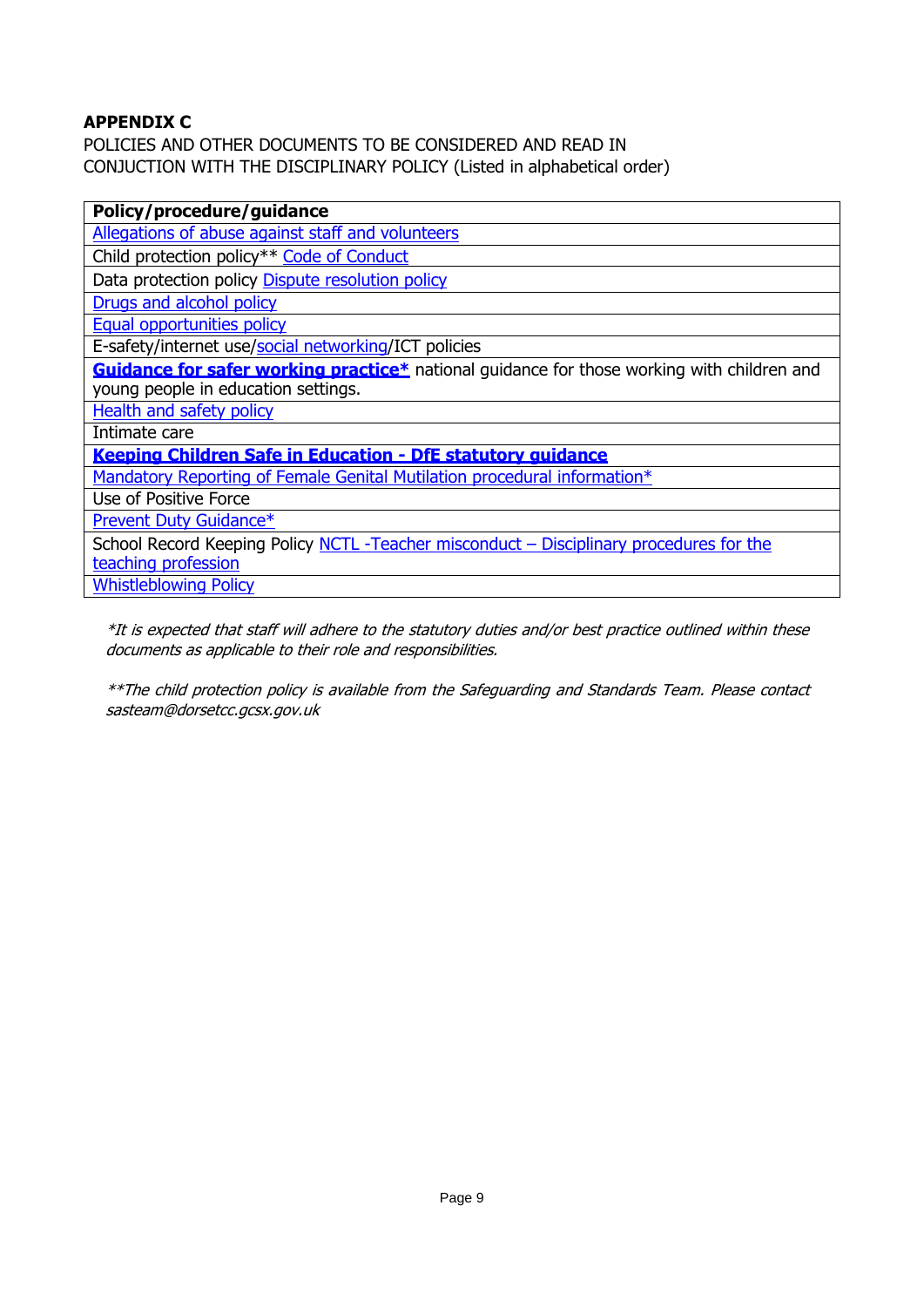**APPENDIX C**

POLICIES AND OTHER DOCUMENTS TO BE CONSIDERED AND READ IN CONJUCTION WITH THE DISCIPLINARY POLICY (Listed in alphabetical order)

| **Policy/procedure/guidance** |
| --- |
| Allegations of abuse against staff and volunteers |
| Child protection policy** Code of Conduct |
| Data protection policy Dispute resolution policy |
| Drugs and alcohol policy |
| Equal opportunities policy |
| E-safety/internet use/social networking/ICT policies |
| **Guidance for safer working practice*** national guidance for those working with children and young people in education settings. |
| Health and safety policy |
| Intimate care |
| **Keeping Children Safe in Education - DfE statutory guidance** |
| Mandatory Reporting of Female Genital Mutilation procedural information* |
| Use of Positive Force |
| Prevent Duty Guidance* |
| School Record Keeping Policy NCTL -Teacher misconduct – Disciplinary procedures for the teaching profession |
| Whistleblowing Policy |

*\*It is expected that staff will adhere to the statutory duties and/or best practice outlined within these documents as applicable to their role and responsibilities.*

*\*\*The child protection policy is available from the Safeguarding and Standards Team. Please contact sasteam@dorsetcc.gcsx.gov.uk*